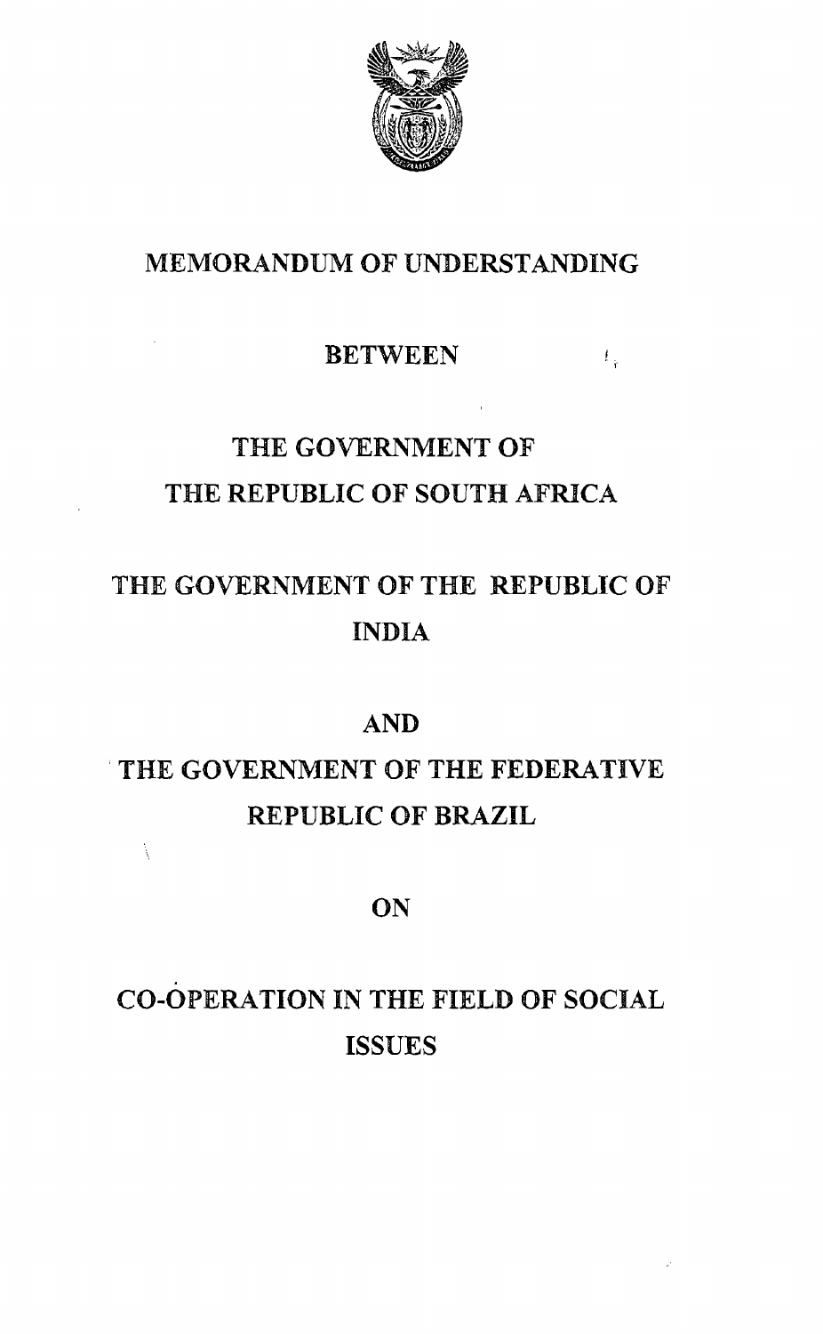# MEMORANDUM OF UNDERSTANDING

BETWEEN

THE GOVERNMENT OF
THE REPUBLIC OF SOUTH AFRICA

THE GOVERNMENT OF THE REPUBLIC OF
INDIA

AND

THE GOVERNMENT OF THE FEDERATIVE
REPUBLIC OF BRAZIL

ON

CO-OPERATION IN THE FIELD OF SOCIAL
ISSUES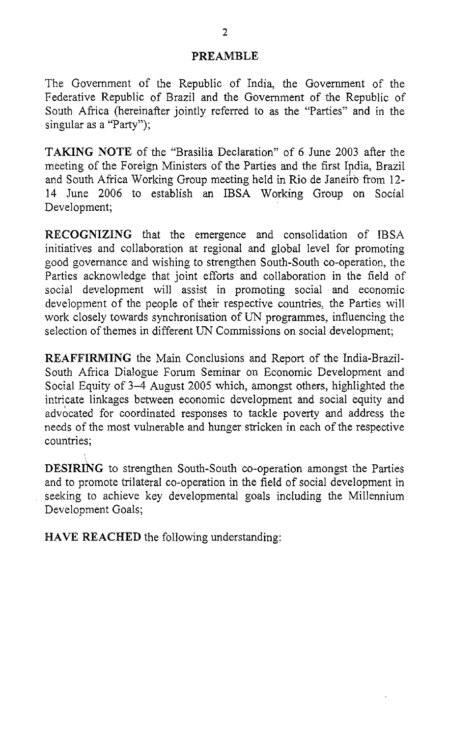## PREAMBLE

The Government of the Republic of India, the Government of the Federative Republic of Brazil and the Government of the Republic of South Africa (hereinafter jointly referred to as the "Parties" and in the singular as a "Party");

**TAKING NOTE** of the "Brasilia Declaration" of 6 June 2003 after the meeting of the Foreign Ministers of the Parties and the first India, Brazil and South Africa Working Group meeting held in Rio de Janeiro from 12-14 June 2006 to establish an IBSA Working Group on Social Development;

**RECOGNIZING** that the emergence and consolidation of IBSA initiatives and collaboration at regional and global level for promoting good governance and wishing to strengthen South-South co-operation, the Parties acknowledge that joint efforts and collaboration in the field of social development will assist in promoting social and economic development of the people of their respective countries, the Parties will work closely towards synchronisation of UN programmes, influencing the selection of themes in different UN Commissions on social development;

**REAFFIRMING** the Main Conclusions and Report of the India-Brazil-South Africa Dialogue Forum Seminar on Economic Development and Social Equity of 3–4 August 2005 which, amongst others, highlighted the intricate linkages between economic development and social equity and advocated for coordinated responses to tackle poverty and address the needs of the most vulnerable and hunger stricken in each of the respective countries;

**DESIRING** to strengthen South-South co-operation amongst the Parties and to promote trilateral co-operation in the field of social development in seeking to achieve key developmental goals including the Millennium Development Goals;

**HAVE REACHED** the following understanding: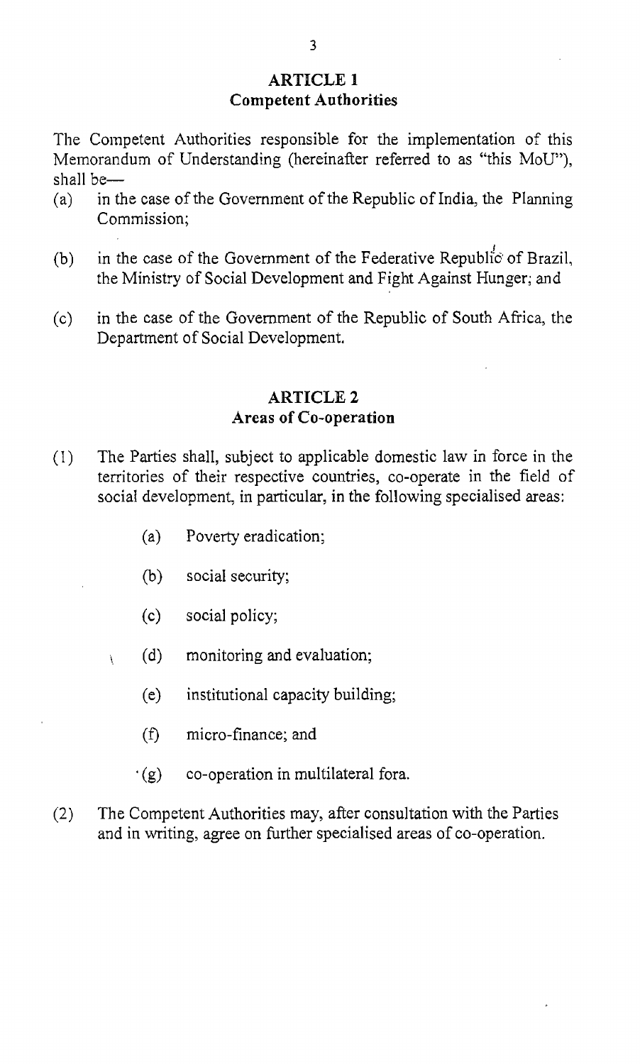## ARTICLE 1
## Competent Authorities

The Competent Authorities responsible for the implementation of this Memorandum of Understanding (hereinafter referred to as "this MoU"), shall be—

(a) in the case of the Government of the Republic of India, the Planning Commission;

(b) in the case of the Government of the Federative Republic of Brazil, the Ministry of Social Development and Fight Against Hunger; and

(c) in the case of the Government of the Republic of South Africa, the Department of Social Development.

## ARTICLE 2
## Areas of Co-operation

(1) The Parties shall, subject to applicable domestic law in force in the territories of their respective countries, co-operate in the field of social development, in particular, in the following specialised areas:

   (a) Poverty eradication;

   (b) social security;

   (c) social policy;

   (d) monitoring and evaluation;

   (e) institutional capacity building;

   (f) micro-finance; and

   (g) co-operation in multilateral fora.

(2) The Competent Authorities may, after consultation with the Parties and in writing, agree on further specialised areas of co-operation.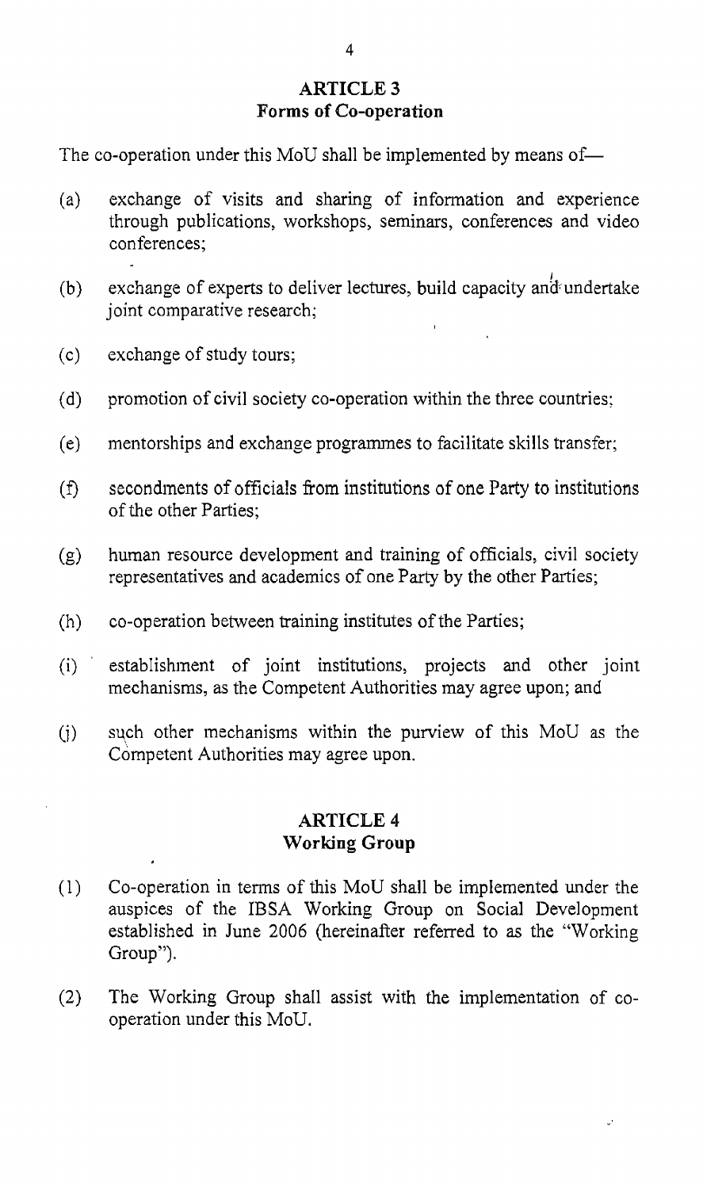## ARTICLE 3
### Forms of Co-operation

The co-operation under this MoU shall be implemented by means of—

(a) exchange of visits and sharing of information and experience through publications, workshops, seminars, conferences and video conferences;

(b) exchange of experts to deliver lectures, build capacity and undertake joint comparative research;

(c) exchange of study tours;

(d) promotion of civil society co-operation within the three countries;

(e) mentorships and exchange programmes to facilitate skills transfer;

(f) secondments of officials from institutions of one Party to institutions of the other Parties;

(g) human resource development and training of officials, civil society representatives and academics of one Party by the other Parties;

(h) co-operation between training institutes of the Parties;

(i) establishment of joint institutions, projects and other joint mechanisms, as the Competent Authorities may agree upon; and

(j) such other mechanisms within the purview of this MoU as the Competent Authorities may agree upon.

## ARTICLE 4
### Working Group

(1) Co-operation in terms of this MoU shall be implemented under the auspices of the IBSA Working Group on Social Development established in June 2006 (hereinafter referred to as the "Working Group").

(2) The Working Group shall assist with the implementation of co-operation under this MoU.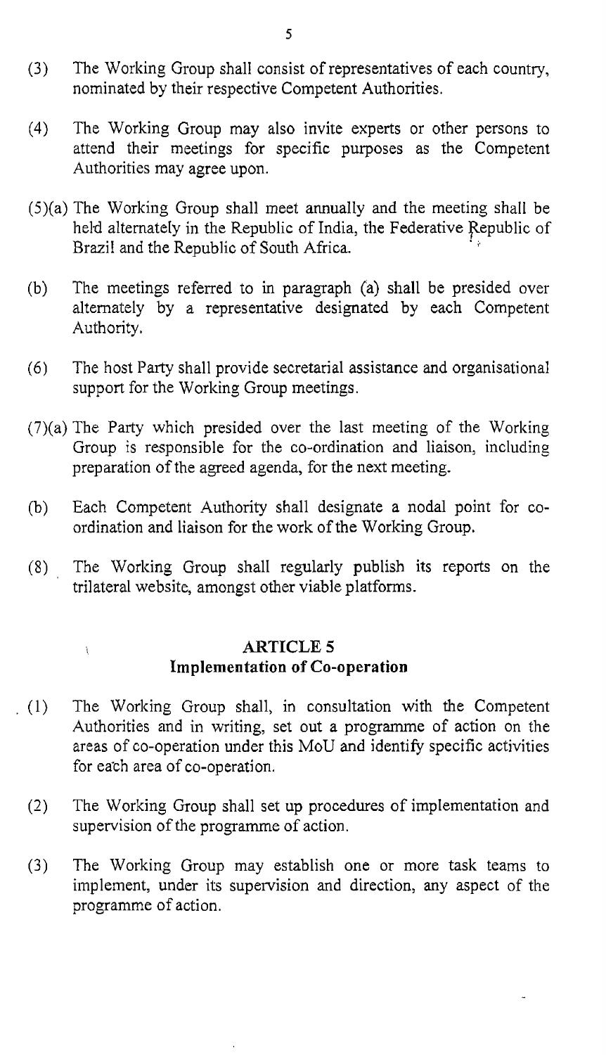(3) The Working Group shall consist of representatives of each country, nominated by their respective Competent Authorities.

(4) The Working Group may also invite experts or other persons to attend their meetings for specific purposes as the Competent Authorities may agree upon.

(5)(a) The Working Group shall meet annually and the meeting shall be held alternately in the Republic of India, the Federative Republic of Brazil and the Republic of South Africa.

(b) The meetings referred to in paragraph (a) shall be presided over alternately by a representative designated by each Competent Authority.

(6) The host Party shall provide secretarial assistance and organisational support for the Working Group meetings.

(7)(a) The Party which presided over the last meeting of the Working Group is responsible for the co-ordination and liaison, including preparation of the agreed agenda, for the next meeting.

(b) Each Competent Authority shall designate a nodal point for co-ordination and liaison for the work of the Working Group.

(8) The Working Group shall regularly publish its reports on the trilateral website, amongst other viable platforms.

## ARTICLE 5
## Implementation of Co-operation

(1) The Working Group shall, in consultation with the Competent Authorities and in writing, set out a programme of action on the areas of co-operation under this MoU and identify specific activities for each area of co-operation.

(2) The Working Group shall set up procedures of implementation and supervision of the programme of action.

(3) The Working Group may establish one or more task teams to implement, under its supervision and direction, any aspect of the programme of action.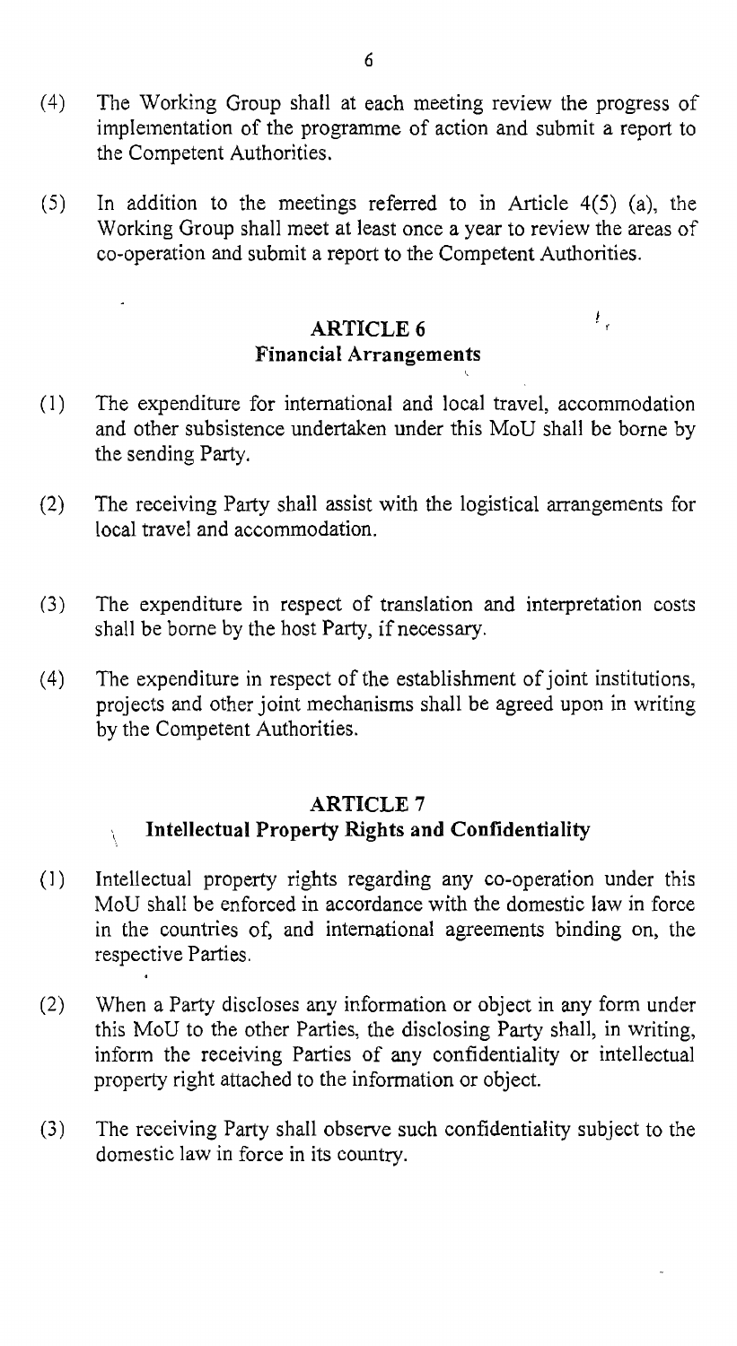(4) The Working Group shall at each meeting review the progress of implementation of the programme of action and submit a report to the Competent Authorities.

(5) In addition to the meetings referred to in Article 4(5) (a), the Working Group shall meet at least once a year to review the areas of co-operation and submit a report to the Competent Authorities.

## ARTICLE 6
## Financial Arrangements

(1) The expenditure for international and local travel, accommodation and other subsistence undertaken under this MoU shall be borne by the sending Party.

(2) The receiving Party shall assist with the logistical arrangements for local travel and accommodation.

(3) The expenditure in respect of translation and interpretation costs shall be borne by the host Party, if necessary.

(4) The expenditure in respect of the establishment of joint institutions, projects and other joint mechanisms shall be agreed upon in writing by the Competent Authorities.

## ARTICLE 7
## Intellectual Property Rights and Confidentiality

(1) Intellectual property rights regarding any co-operation under this MoU shall be enforced in accordance with the domestic law in force in the countries of, and international agreements binding on, the respective Parties.

(2) When a Party discloses any information or object in any form under this MoU to the other Parties, the disclosing Party shall, in writing, inform the receiving Parties of any confidentiality or intellectual property right attached to the information or object.

(3) The receiving Party shall observe such confidentiality subject to the domestic law in force in its country.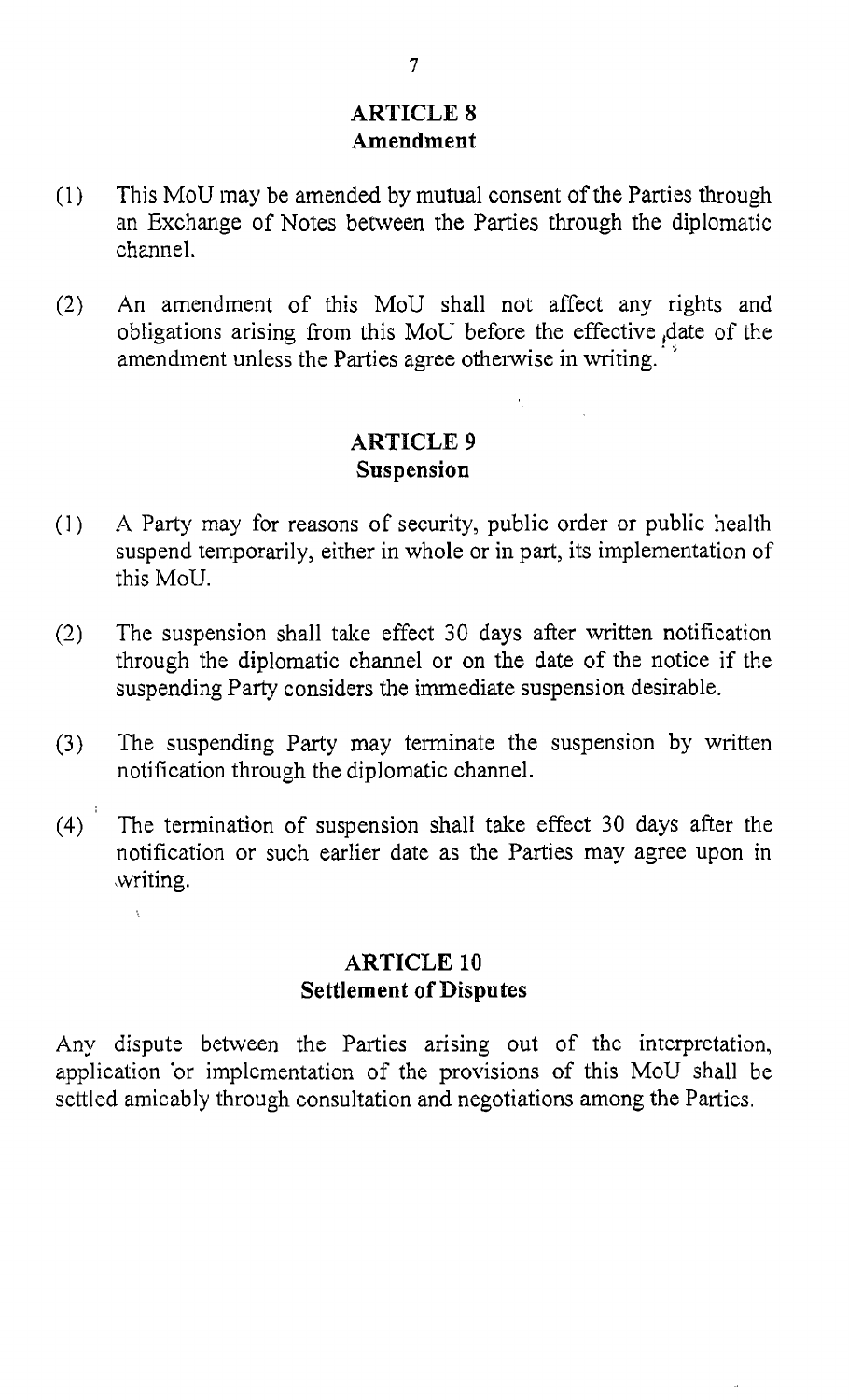## ARTICLE 8
**Amendment**

(1) This MoU may be amended by mutual consent of the Parties through an Exchange of Notes between the Parties through the diplomatic channel.

(2) An amendment of this MoU shall not affect any rights and obligations arising from this MoU before the effective date of the amendment unless the Parties agree otherwise in writing.

## ARTICLE 9
**Suspension**

(1) A Party may for reasons of security, public order or public health suspend temporarily, either in whole or in part, its implementation of this MoU.

(2) The suspension shall take effect 30 days after written notification through the diplomatic channel or on the date of the notice if the suspending Party considers the immediate suspension desirable.

(3) The suspending Party may terminate the suspension by written notification through the diplomatic channel.

(4) The termination of suspension shall take effect 30 days after the notification or such earlier date as the Parties may agree upon in writing.

## ARTICLE 10
**Settlement of Disputes**

Any dispute between the Parties arising out of the interpretation, application or implementation of the provisions of this MoU shall be settled amicably through consultation and negotiations among the Parties.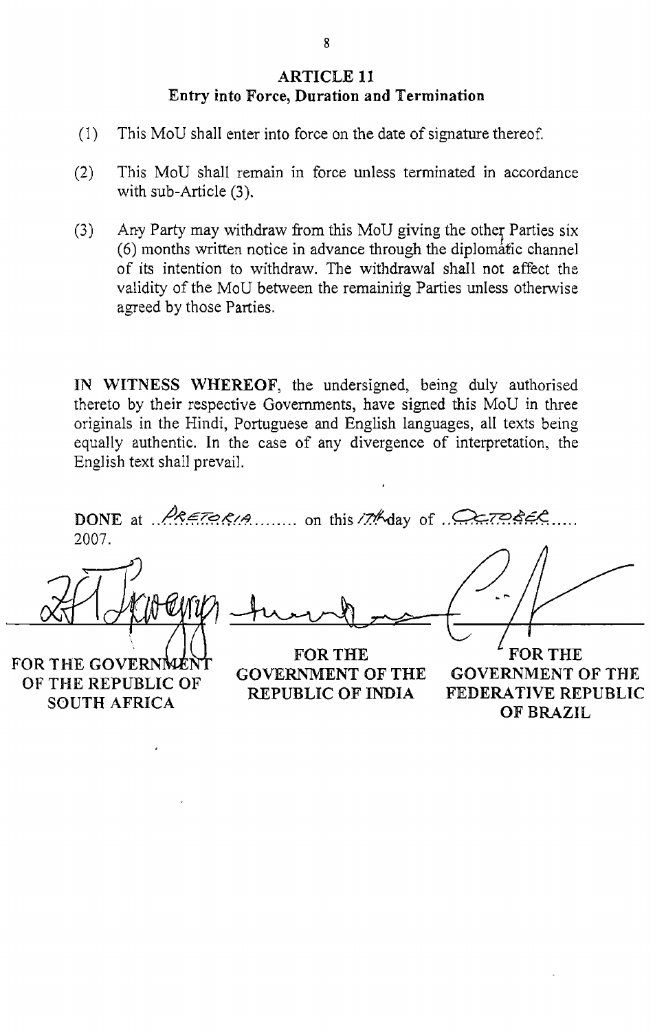## ARTICLE 11
## Entry into Force, Duration and Termination

(1) This MoU shall enter into force on the date of signature thereof.

(2) This MoU shall remain in force unless terminated in accordance with sub-Article (3).

(3) Any Party may withdraw from this MoU giving the other Parties six (6) months written notice in advance through the diplomatic channel of its intention to withdraw. The withdrawal shall not affect the validity of the MoU between the remaining Parties unless otherwise agreed by those Parties.

**IN WITNESS WHEREOF**, the undersigned, being duly authorised thereto by their respective Governments, have signed this MoU in three originals in the Hindi, Portuguese and English languages, all texts being equally authentic. In the case of any divergence of interpretation, the English text shall prevail.

**DONE** at ..PRETORIA........ on this 17th day of ..OCTOBER..... 2007.

| FOR THE GOVERNMENT OF THE REPUBLIC OF SOUTH AFRICA | FOR THE GOVERNMENT OF THE REPUBLIC OF INDIA | FOR THE GOVERNMENT OF THE FEDERATIVE REPUBLIC OF BRAZIL |
|---|---|---|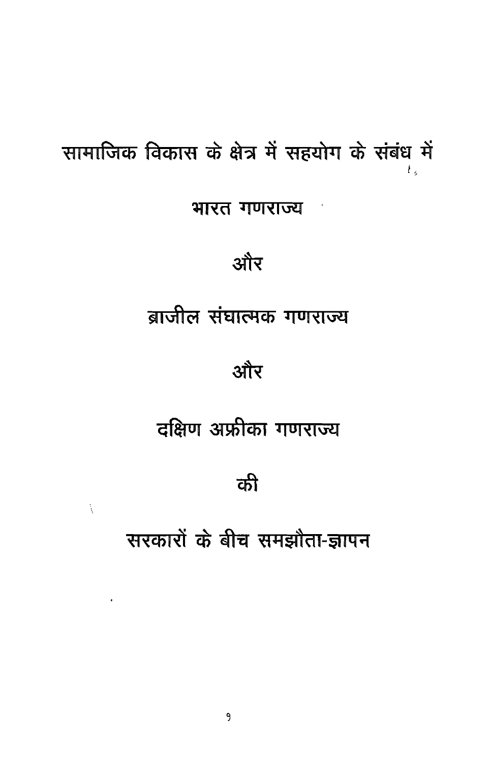# सामाजिक विकास के क्षेत्र में सहयोग के संबंध में

# भारत गणराज्य

# और

# ब्राजील संघात्मक गणराज्य

# और

# दक्षिण अफ्रीका गणराज्य

# की

# सरकारों के बीच समझौता-ज्ञापन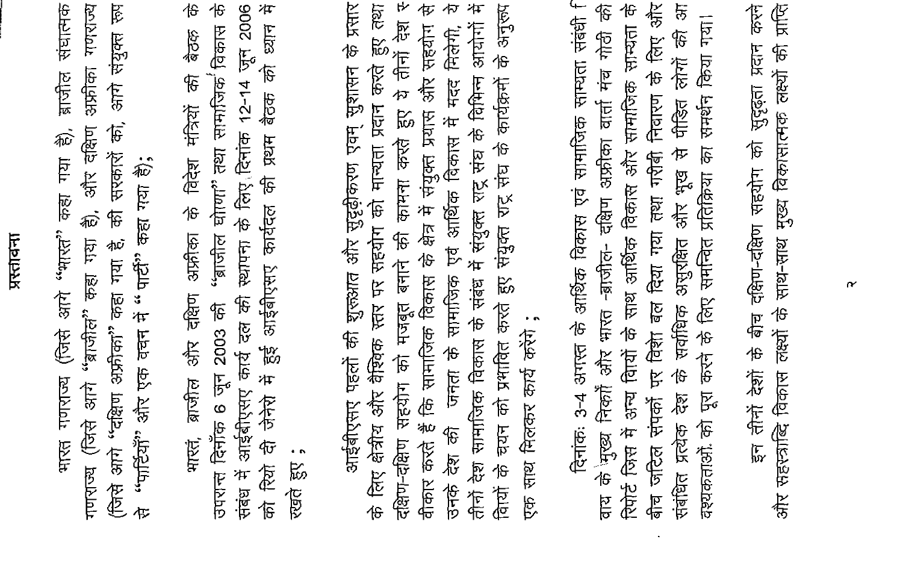## प्रस्तावना

भारत गणराज्य (जिसे आगे "भारत" कहा गया है), ब्राजील संघात्मक गणराज्य (जिसे आगे "ब्राजील" कहा गया है), और दक्षिण अफ्रीका गणराज्य (जिसे आगे "दक्षिण अफ्रीका" कहा गया है, की सरकारों को, आगे संयुक्त रूप से "पार्टियाँ" और एक वचन में "पार्टी" कहा गया है);

भारत, ब्राजील और दक्षिण अफ्रीका के विदेश मंत्रियों की बैठक के उपरान्त दिनाँक 6 जून 2003 की "ब्राजील घोषणा" तथा सामाजिक विकास के संबंध में आईबीएसए कार्य दल की स्थापना के लिए दिनांक 12-14 जून 2006 को रियो डी जेनेरो में हुई आईबीएसए कार्यदल की प्रथम बैठक को ध्यान में रखते हुए ;

आईबीएसए पहलों की शुरूआत और सुदृढ़ीकरण एवम् सुशासन के प्रसार के लिए क्षेत्रीय और वैश्विक स्तर पर सहयोग को मान्यता प्रदान करते हुए तथा दक्षिण-दक्षिण सहयोग को मजबूत बनाने की कामना करते हुए ये तीनों देश स्वीकार करते हैं कि सामाजिक विकास के क्षेत्र में संयुक्त प्रयास और सहयोग से उनके देश की जनता के सामाजिक एवं आर्थिक विकास में मदद मिलेगी, ये तीनों देश सामाजिक विकास के संबंध में संयुक्त राष्ट्र संघ के विभिन्न आयामों में विषयों के चयन को प्रभावित करते हुए संयुक्त राष्ट्र संघ के कार्यक्रमों के अनुरूप एक साथ मिलकर कार्य करेंगे ;

दिनांक 3-4 अगस्त के आर्थिक विकास एवं सामाजिक साम्यता संबंधी विवाय के मुख्य निष्कर्षों और भारत -ब्राजील- दक्षिण अफ्रीका वार्ता मंच गोष्ठी की रिपोर्ट जिस में अन्य विषयों के साथ आर्थिक विकास और सामाजिक साम्यता के बीच जटिल संपर्कों पर विशेष बल दिया गया तथा गरीबी निवारण के लिए और संबंधित प्रत्येक देश के सर्वाधिक असुरक्षित और भूख से पीड़ित लोगों की आवश्यकताओं को पूरा करने के लिए समन्वित प्रतिक्रिया का समर्थन किया गया।

इन तीनों देशों के बीच दक्षिण-दक्षिण सहयोग को सुदृढ़ता प्रदान करने और सहस्त्राब्दि विकास लक्ष्यों के साथ-साथ मुख्य विकासात्मक लक्ष्यों की प्राप्ति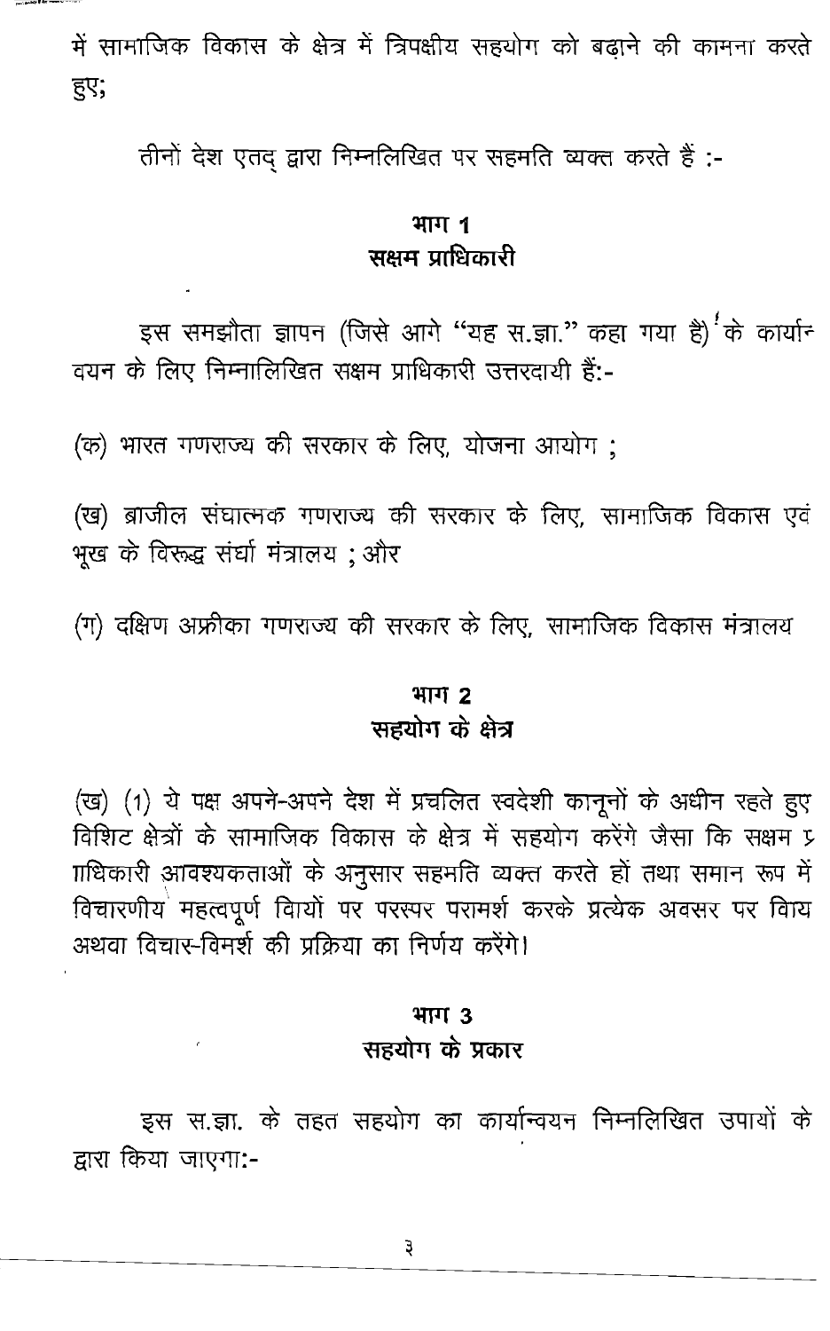में सामाजिक विकास के क्षेत्र में त्रिपक्षीय सहयोग को बढ़ाने की कामना करते हुए;

तीनों देश एतद् द्वारा निम्नलिखित पर सहमति व्यक्त करते हैं :-

## भाग 1
## सक्षम प्राधिकारी

इस समझौता ज्ञापन (जिसे आगे "यह स.ज्ञा." कहा गया है) के कार्यान्वयन के लिए निम्नालिखित सक्षम प्राधिकारी उत्तरदायी हैं:-

(क) भारत गणराज्य की सरकार के लिए, योजना आयोग ;

(ख) ब्राजील संघात्मक गणराज्य की सरकार के लिए, सामाजिक विकास एवं भूख के विरूद्ध संघर्ष मंत्रालय ; और

(ग) दक्षिण अफ्रीका गणराज्य की सरकार के लिए, सामाजिक विकास मंत्रालय

## भाग 2
## सहयोग के क्षेत्र

(ख) (1) ये पक्ष अपने-अपने देश में प्रचलित स्वदेशी कानूनों के अधीन रहते हुए विशिट क्षेत्रों के सामाजिक विकास के क्षेत्र में सहयोग करेंगे जैसा कि सक्षम प्राधिकारी आवश्यकताओं के अनुसार सहमति व्यक्त करते हों तथा समान रूप में विचारणीय महत्वपूर्ण वियों पर परस्पर परामर्श करके प्रत्येक अवसर पर विाय अथवा विचार-विमर्श की प्रक्रिया का निर्णय करेंगे।

## भाग 3
## सहयोग के प्रकार

इस स.ज्ञा. के तहत सहयोग का कार्यान्वयन निम्नलिखित उपायों के द्वारा किया जाएगा:-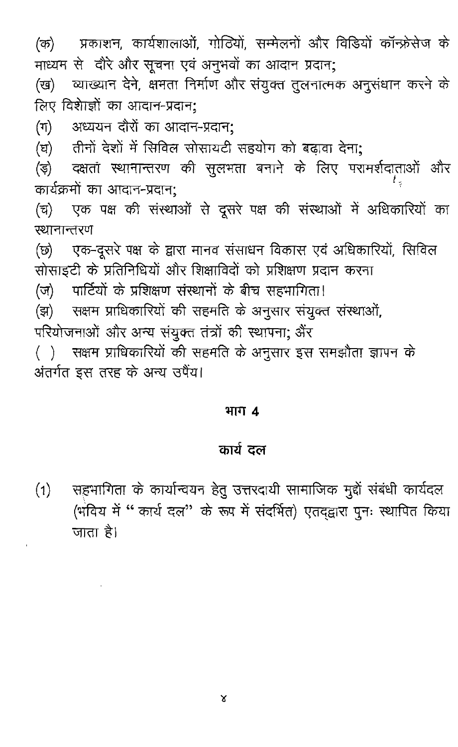(क) प्रकाशन, कार्यशालाओं, गोठियों, सम्मेलनों और विडियो कॉन्फ्रेंसेज के माध्यम से दौरे और सूचना एवं अनुभवों का आदान प्रदान;

(ख) व्याख्यान देने, क्षमता निर्माण और संयुक्त तुलनात्मक अनुसंधान करने के लिए विशेज्ञों का आदान-प्रदान;

(ग) अध्ययन दौरों का आदान-प्रदान;

(घ) तीनों देशों में सिविल सोसायटी सहयोग को बढ़ावा देना;

(ङ) दक्षता स्थानान्तरण की सुलभता बनाने के लिए परामर्शदाताओं और कार्यक्रमों का आदान-प्रदान;

(च) एक पक्ष की संस्थाओं से दूसरे पक्ष की संस्थाओं में अधिकारियों का स्थानान्तरण

(छ) एक-दूसरे पक्ष के द्वारा मानव संसाधन विकास एवं अधिकारियों, सिविल सोसाइटी के प्रतिनिधियों और शिक्षाविदों को प्रशिक्षण प्रदान करना

(ज) पार्टियों के प्रशिक्षण संस्थानों के बीच सहभागिता।

(झ) सक्षम प्राधिकारियों की सहमति के अनुसार संयुक्त संस्थाओं, परियोजनाओं और अन्य संयुक्त तंत्रों की स्थापना; औंर

( ) सक्षम प्राधिकारियों की सहमति के अनुसार इस समझौता ज्ञापन के अंतर्गत इस तरह के अन्य उपैंय।

## भाग 4

## कार्य दल

(1) सहभागिता के कार्यान्वयन हेतु उत्तरदायी सामाजिक मुद्दों संबंधी कार्यदल (भविय में "कार्य दल" के रूप में संदर्भित) एतद्द्वारा पुनः स्थापित किया जाता है।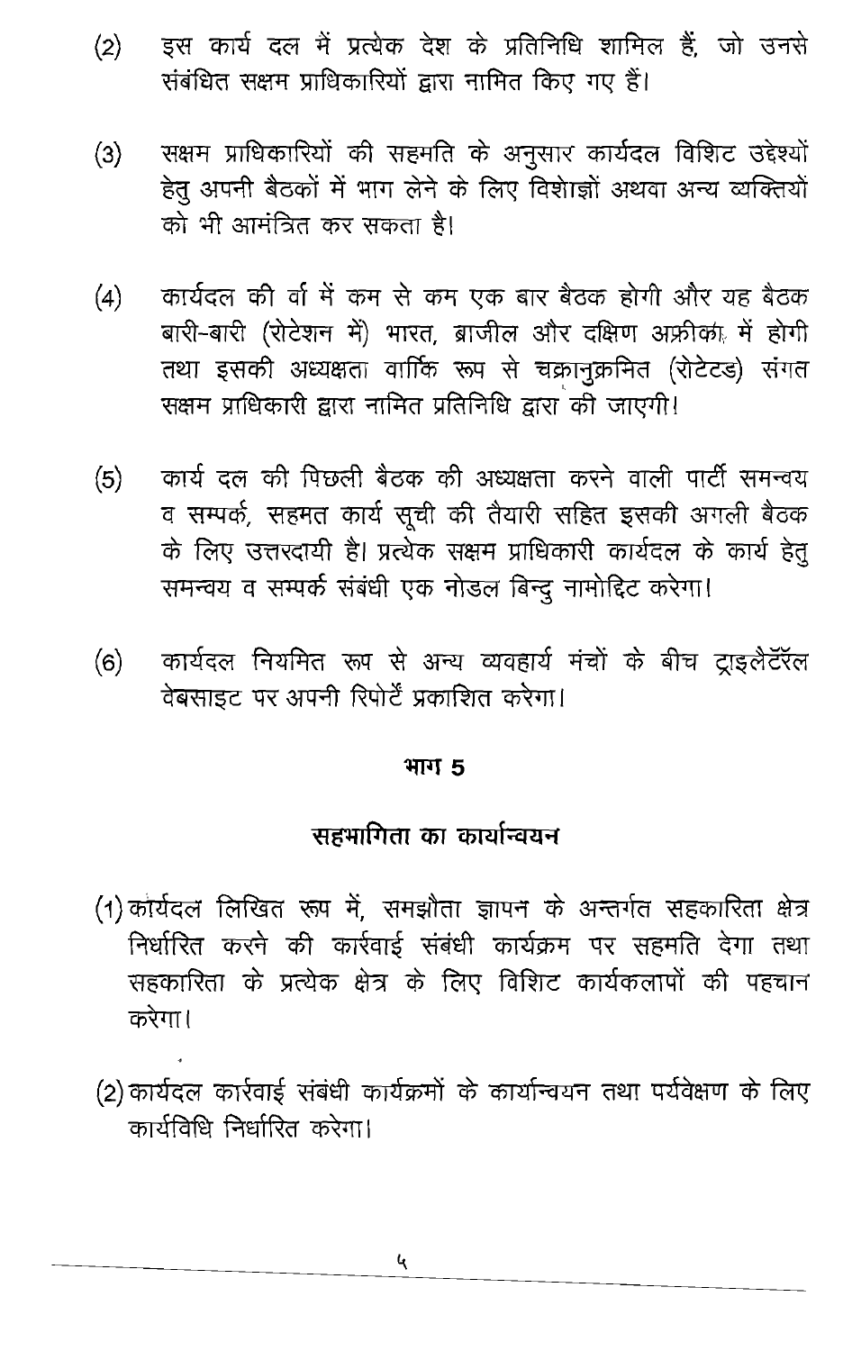(2) इस कार्य दल में प्रत्येक देश के प्रतिनिधि शामिल हैं, जो उनसे संबंधित सक्षम प्राधिकारियों द्वारा नामित किए गए हैं।

(3) सक्षम प्राधिकारियों की सहमति के अनुसार कार्यदल विशिट उद्देश्यों हेतु अपनी बैठकों में भाग लेने के लिए विशेाज्ञों अथवा अन्य व्यक्तियों को भी आमंत्रित कर सकता है।

(4) कार्यदल की र्वा में कम से कम एक बार बैठक होगी और यह बैठक बारी-बारी (रोटेशन में) भारत, ब्राजील और दक्षिण अफ्रीका में होगी तथा इसकी अध्यक्षता वार्िक रूप से चक्रानुक्रमित (रोटेटड) संगत सक्षम प्राधिकारी द्वारा नामित प्रतिनिधि द्वारा की जाएगी।

(5) कार्य दल की पिछली बैठक की अध्यक्षता करने वाली पार्टी समन्वय व सम्पर्क, सहमत कार्य सूची की तैयारी सहित इसकी अगली बैठक के लिए उत्तरदायी है। प्रत्येक सक्षम प्राधिकारी कार्यदल के कार्य हेतु समन्वय व सम्पर्क संबंधी एक नोडल बिन्दु नामोद्दिट करेगा।

(6) कार्यदल नियमित रूप से अन्य व्यवहार्य मंचों के बीच ट्राइलैटॅरल वेबसाइट पर अपनी रिपोर्टें प्रकाशित करेगा।

## भाग 5

## सहभागिता का कार्यान्वयन

(1) कार्यदल लिखित रूप में, समझौता ज्ञापन के अन्तर्गत सहकारिता क्षेत्र निर्धारित करने की कार्रवाई संबंधी कार्यक्रम पर सहमति देगा तथा सहकारिता के प्रत्येक क्षेत्र के लिए विशिट कार्यकलापों की पहचान करेगा।

(2) कार्यदल कार्रवाई संबंधी कार्यक्रमों के कार्यान्वियन तथा पर्यवेक्षण के लिए कार्यविधि निर्धारित करेगा।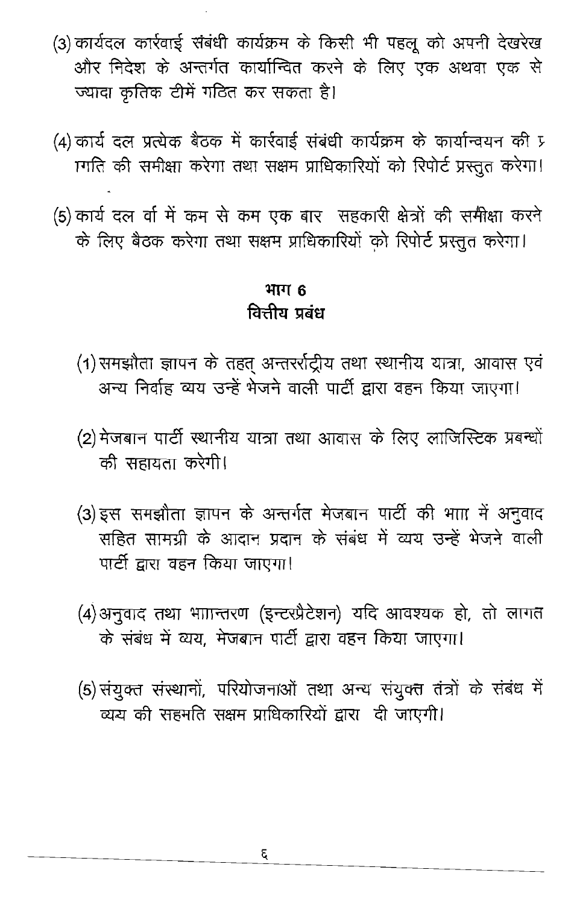(3) कार्यदल कार्रवाई संबंधी कार्यक्रम के किसी भी पहलू को अपनी देखरेख और निदेश के अन्तर्गत कार्यान्वित करने के लिए एक अथवा एक से ज्यादा कृतिक टीमें गठित कर सकता है।

(4) कार्य दल प्रत्येक बैठक में कार्रवाई संबंधी कार्यक्रम के कार्यान्वयन की प्रगति की समीक्षा करेगा तथा सक्षम प्राधिकारियों को रिपोर्ट प्रस्तुत करेगा।

(5) कार्य दल वर्ा में कम से कम एक बार सहकारी क्षेत्रों की समीक्षा करने के लिए बैठक करेगा तथा सक्षम प्राधिकारियों को रिपोर्ट प्रस्तुत करेगा।

## भाग 6
## वित्तीय प्रबंध

(1) समझौता ज्ञापन के तहत् अन्तरर्राष्ट्रीय तथा स्थानीय यात्रा, आवास एवं अन्य निर्वाह व्यय उन्हें भेजने वाली पार्टी द्वारा वहन किया जाएगा।

(2) मेजबान पार्टी स्थानीय यात्रा तथा आवास के लिए लाजिस्टिक प्रबन्धों की सहायता करेगी।

(3) इस समझौता ज्ञापन के अन्तर्गत मेजबान पार्टी की भााा में अनुवाद सहित सामग्री के आदान प्रदान के संबंध में व्यय उन्हें भेजने वाली पार्टी द्वारा वहन किया जाएगा।

(4) अनुवाद तथा भाान्तरण (इन्टरप्रैटेशन) यदि आवश्यक हो, तो लागत के संबंध में व्यय, मेजबान पार्टी द्वारा वहन किया जाएगा।

(5) संयुक्त संस्थानों, परियोजनाओं तथा अन्य संयुक्त तंत्रों के संबंध में व्यय की सहमति सक्षम प्राधिकारियों द्वारा दी जाएगी।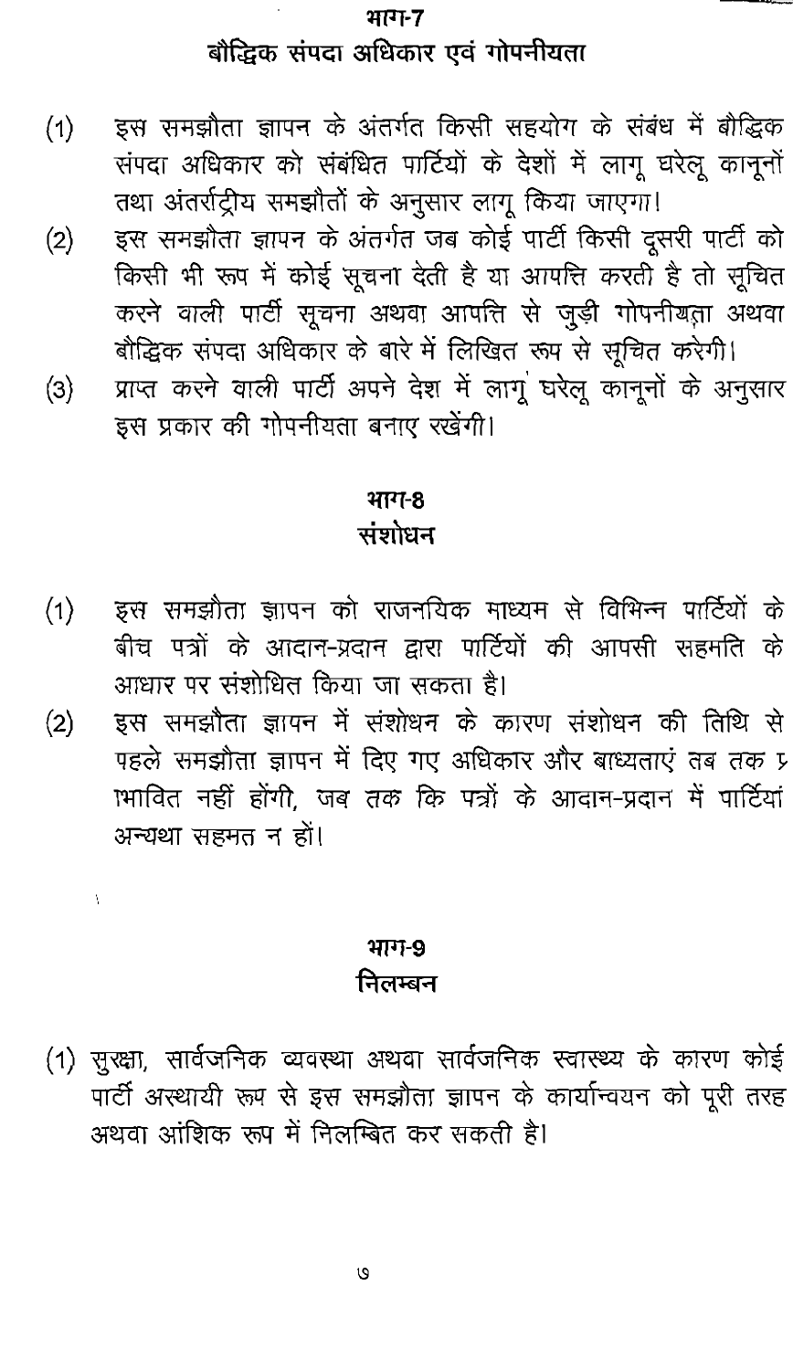## भाग-7
## बौद्धिक संपदा अधिकार एवं गोपनीयता

(1) इस समझौता ज्ञापन के अंतर्गत किसी सहयोग के संबंध में बौद्धिक संपदा अधिकार को संबंधित पार्टियों के देशों में लागू घरेलू कानूनों तथा अंतर्राष्ट्रीय समझौतों के अनुसार लागू किया जाएगा।

(2) इस समझौता ज्ञापन के अंतर्गत जब कोई पार्टी किसी दूसरी पार्टी को किसी भी रूप में कोई सूचना देती है या आपत्ति करती है तो सूचित करने वाली पार्टी सूचना अथवा आपत्ति से जुड़ी गोपनीयता अथवा बौद्धिक संपदा अधिकार के बारे में लिखित रूप से सूचित करेगी।

(3) प्राप्त करने वाली पार्टी अपने देश में लागू घरेलू कानूनों के अनुसार इस प्रकार की गोपनीयता बनाए रखेंगी।

## भाग-8
## संशोधन

(1) इस समझौता ज्ञापन को राजनयिक माध्यम से विभिन्न पार्टियों के बीच पत्रों के आदान-प्रदान द्वारा पार्टियों की आपसी सहमति के आधार पर संशोधित किया जा सकता है।

(2) इस समझौता ज्ञापन में संशोधन के कारण संशोधन की तिथि से पहले समझौता ज्ञापन में दिए गए अधिकार और बाध्यताएं तब तक प्रभावित नहीं होंगी, जब तक कि पत्रों के आदान-प्रदान में पार्टियां अन्यथा सहमत न हों।

## भाग-9
## निलम्बन

(1) सुरक्षा, सार्वजनिक व्यवस्था अथवा सार्वजनिक स्वास्थ्य के कारण कोई पार्टी अस्थायी रूप से इस समझौता ज्ञापन के कार्यान्वयन को पूरी तरह अथवा आंशिक रूप में निलम्बित कर सकती है।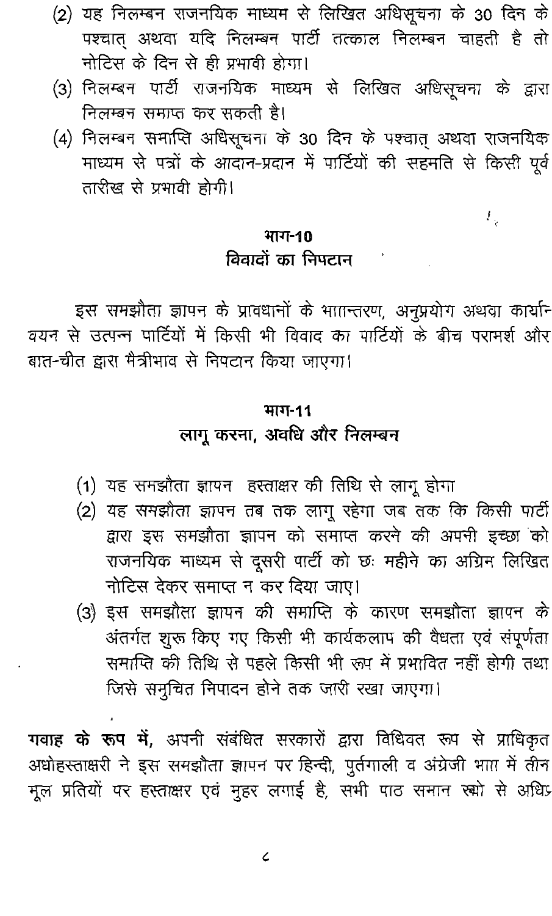(2) यह निलम्बन राजनयिक माध्यम से लिखित अधिसूचना के 30 दिन के पश्चात् अथवा यदि निलम्बन पार्टी तत्काल निलम्बन चाहती है तो नोटिस के दिन से ही प्रभावी होगा।

(3) निलम्बन पार्टी राजनयिक माध्यम से लिखित अधिसूचना के द्वारा निलम्बन समाप्त कर सकती है।

(4) निलम्बन समाप्ति अधिसूचना के 30 दिन के पश्चात् अथवा राजनयिक माध्यम से पत्रों के आदान-प्रदान में पार्टियों की सहमति से किसी पूर्व तारीख से प्रभावी होगी।

## भाग-10
## विवादों का निपटान

इस समझौता ज्ञापन के प्रावधानों के भााान्तरण, अनुप्रयोग अथवा कार्यान्वयन से उत्पन्न पार्टियों में किसी भी विवाद का पार्टियों के बीच परामर्श और बात-चीत द्वारा मैत्रीभाव से निपटान किया जाएगा।

## भाग-11
## लागू करना, अवधि और निलम्बन

(1) यह समझौता ज्ञापन हस्ताक्षर की तिथि से लागू होगा

(2) यह समझौता ज्ञापन तब तक लागू रहेगा जब तक कि किसी पार्टी द्वारा इस समझौता ज्ञापन को समाप्त करने की अपनी इच्छा को राजनयिक माध्यम से दूसरी पार्टी को छः महीने का अग्रिम लिखित नोटिस देकर समाप्त न कर दिया जाए।

(3) इस समझौता ज्ञापन की समाप्ति के कारण समझौता ज्ञापन के अंतर्गत शुरू किए गए किसी भी कार्यकलाप की वैधता एवं संपूर्णता समाप्ति की तिथि से पहले किसी भी रूप में प्रभावित नहीं होगी तथा जिसे समुचित निपादन होने तक जारी रखा जाएगा।

**गवाह के रूप में,** अपनी संबंधित सरकारों द्वारा विधिवत रूप से प्राधिकृत अधोहस्ताक्षरी ने इस समझौता ज्ञापन पर हिन्दी, पुर्तगाली व अंग्रेजी भाा में तीन मूल प्रतियों पर हस्ताक्षर एवं मुहर लगाई है, सभी पाठ समान रूपो से अधिप्र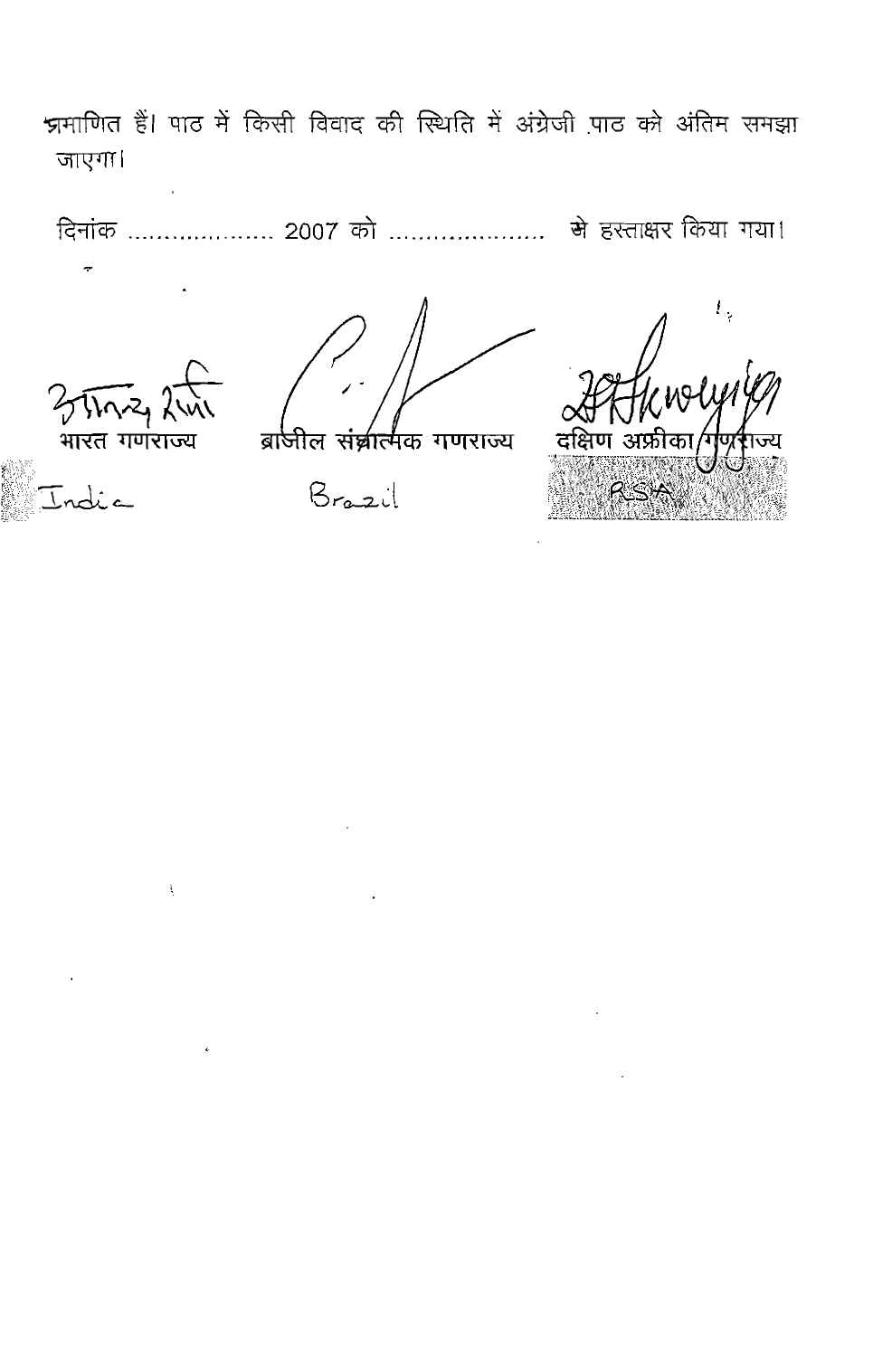प्रमाणित हैं। पाठ में किसी विवाद की स्थिति में अंग्रेजी पाठ को अंतिम समझा जाएगा।

दिनांक .................... 2007 को ..................... में हस्ताक्षर किया गया।

| भारत गणराज्य | ब्राजील संघात्मक गणराज्य | दक्षिण अफ्रीका गणराज्य |
| --- | --- | --- |
| India | Brazil | RSA |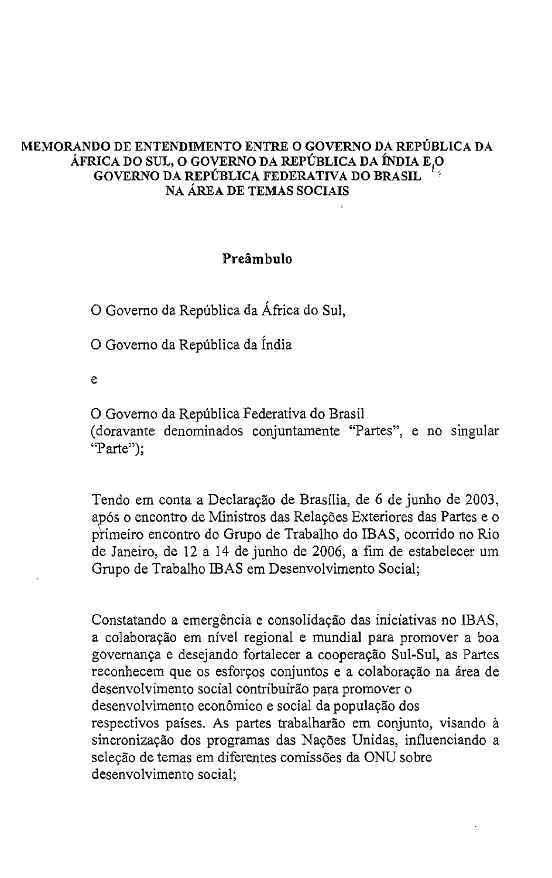# MEMORANDO DE ENTENDIMENTO ENTRE O GOVERNO DA REPÚBLICA DA ÁFRICA DO SUL, O GOVERNO DA REPÚBLICA DA ÍNDIA E O GOVERNO DA REPÚBLICA FEDERATIVA DO BRASIL NA ÁREA DE TEMAS SOCIAIS

## Preâmbulo

O Governo da República da África do Sul,

O Governo da República da Índia

e

O Governo da República Federativa do Brasil
(doravante denominados conjuntamente "Partes", e no singular "Parte");

Tendo em conta a Declaração de Brasília, de 6 de junho de 2003, após o encontro de Ministros das Relações Exteriores das Partes e o primeiro encontro do Grupo de Trabalho do IBAS, ocorrido no Rio de Janeiro, de 12 a 14 de junho de 2006, a fim de estabelecer um Grupo de Trabalho IBAS em Desenvolvimento Social;

Constatando a emergência e consolidação das iniciativas no IBAS, a colaboração em nível regional e mundial para promover a boa governança e desejando fortalecer a cooperação Sul-Sul, as Partes reconhecem que os esforços conjuntos e a colaboração na área de desenvolvimento social contribuirão para promover o desenvolvimento econômico e social da população dos respectivos países. As partes trabalharão em conjunto, visando à sincronização dos programas das Nações Unidas, influenciando a seleção de temas em diferentes comissões da ONU sobre desenvolvimento social;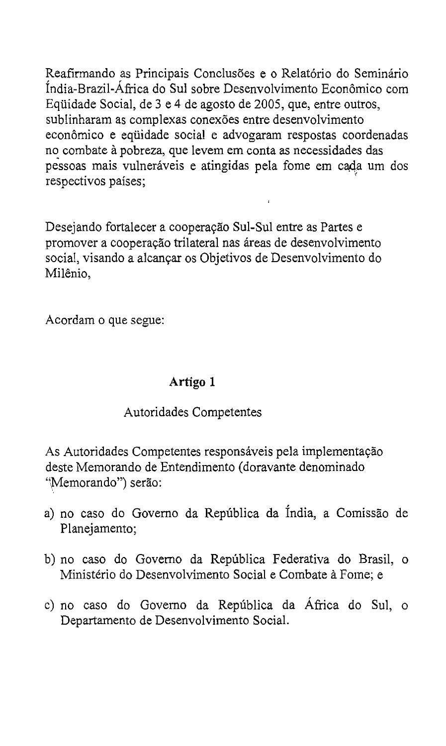Reafirmando as Principais Conclusões e o Relatório do Seminário Índia-Brazil-África do Sul sobre Desenvolvimento Econômico com Eqüidade Social, de 3 e 4 de agosto de 2005, que, entre outros, sublinharam as complexas conexões entre desenvolvimento econômico e eqüidade social e advogaram respostas coordenadas no combate à pobreza, que levem em conta as necessidades das pessoas mais vulneráveis e atingidas pela fome em cada um dos respectivos países;

Desejando fortalecer a cooperação Sul-Sul entre as Partes e promover a cooperação trilateral nas áreas de desenvolvimento social, visando a alcançar os Objetivos de Desenvolvimento do Milênio,

Acordam o que segue:

**Artigo 1**

Autoridades Competentes

As Autoridades Competentes responsáveis pela implementação deste Memorando de Entendimento (doravante denominado "Memorando") serão:

a) no caso do Governo da República da Índia, a Comissão de Planejamento;

b) no caso do Governo da República Federativa do Brasil, o Ministério do Desenvolvimento Social e Combate à Fome; e

c) no caso do Governo da República da África do Sul, o Departamento de Desenvolvimento Social.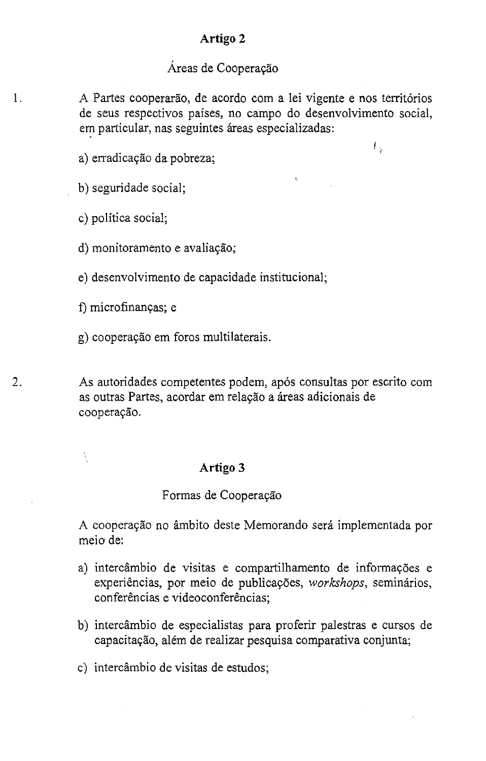## Artigo 2

### Áreas de Cooperação

1. A Partes cooperarão, de acordo com a lei vigente e nos territórios de seus respectivos países, no campo do desenvolvimento social, em particular, nas seguintes áreas especializadas:

   a) erradicação da pobreza;

   b) seguridade social;

   c) política social;

   d) monitoramento e avaliação;

   e) desenvolvimento de capacidade institucional;

   f) microfinanças; e

   g) cooperação em foros multilaterais.

2. As autoridades competentes podem, após consultas por escrito com as outras Partes, acordar em relação a áreas adicionais de cooperação.

## Artigo 3

### Formas de Cooperação

A cooperação no âmbito deste Memorando será implementada por meio de:

a) intercâmbio de visitas e compartilhamento de informações e experiências, por meio de publicações, *workshops*, seminários, conferências e videoconferências;

b) intercâmbio de especialistas para proferir palestras e cursos de capacitação, além de realizar pesquisa comparativa conjunta;

c) intercâmbio de visitas de estudos;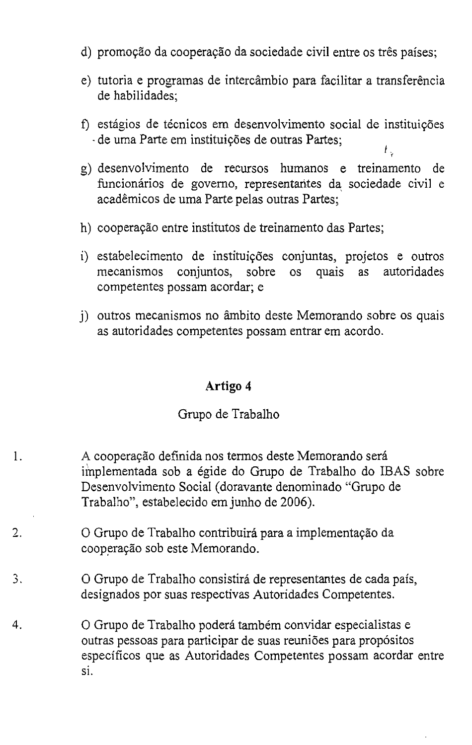d) promoção da cooperação da sociedade civil entre os três países;

e) tutoria e programas de intercâmbio para facilitar a transferência de habilidades;

f) estágios de técnicos em desenvolvimento social de instituições de uma Parte em instituições de outras Partes;

g) desenvolvimento de recursos humanos e treinamento de funcionários de governo, representantes da sociedade civil e acadêmicos de uma Parte pelas outras Partes;

h) cooperação entre institutos de treinamento das Partes;

i) estabelecimento de instituições conjuntas, projetos e outros mecanismos conjuntos, sobre os quais as autoridades competentes possam acordar; e

j) outros mecanismos no âmbito deste Memorando sobre os quais as autoridades competentes possam entrar em acordo.

## Artigo 4

Grupo de Trabalho

1. A cooperação definida nos termos deste Memorando será implementada sob a égide do Grupo de Trabalho do IBAS sobre Desenvolvimento Social (doravante denominado "Grupo de Trabalho", estabelecido em junho de 2006).

2. O Grupo de Trabalho contribuirá para a implementação da cooperação sob este Memorando.

3. O Grupo de Trabalho consistirá de representantes de cada país, designados por suas respectivas Autoridades Competentes.

4. O Grupo de Trabalho poderá também convidar especialistas e outras pessoas para participar de suas reuniões para propósitos específicos que as Autoridades Competentes possam acordar entre si.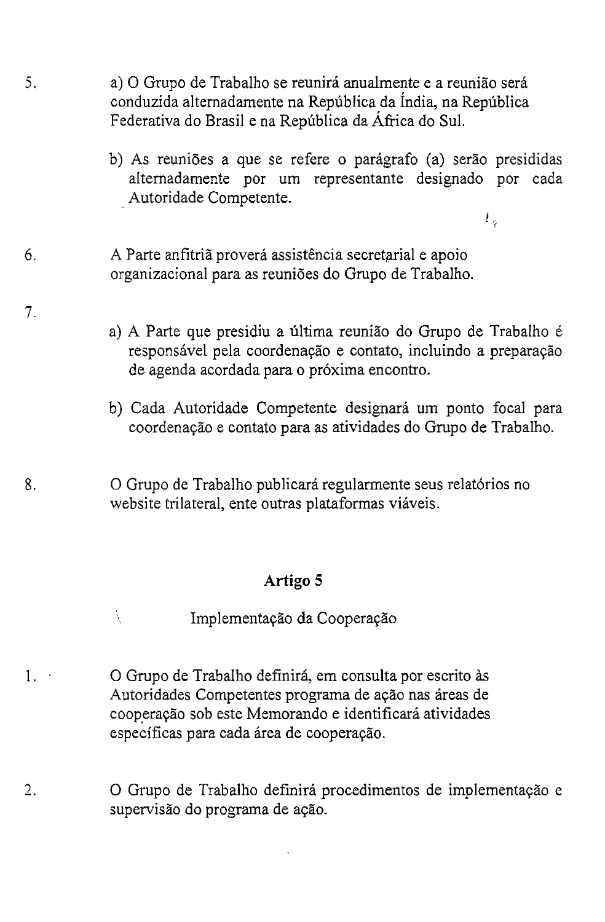5. a) O Grupo de Trabalho se reunirá anualmente e a reunião será conduzida alternadamente na República da Índia, na República Federativa do Brasil e na República da África do Sul.

   b) As reuniões a que se refere o parágrafo (a) serão presididas alternadamente por um representante designado por cada Autoridade Competente.

6. A Parte anfitriã proverá assistência secretarial e apoio organizacional para as reuniões do Grupo de Trabalho.

7. a) A Parte que presidiu a última reunião do Grupo de Trabalho é responsável pela coordenação e contato, incluindo a preparação de agenda acordada para o próxima encontro.

   b) Cada Autoridade Competente designará um ponto focal para coordenação e contato para as atividades do Grupo de Trabalho.

8. O Grupo de Trabalho publicará regularmente seus relatórios no website trilateral, ente outras plataformas viáveis.

## Artigo 5

### Implementação da Cooperação

1. O Grupo de Trabalho definirá, em consulta por escrito às Autoridades Competentes programa de ação nas áreas de cooperação sob este Memorando e identificará atividades específicas para cada área de cooperação.

2. O Grupo de Trabalho definirá procedimentos de implementação e supervisão do programa de ação.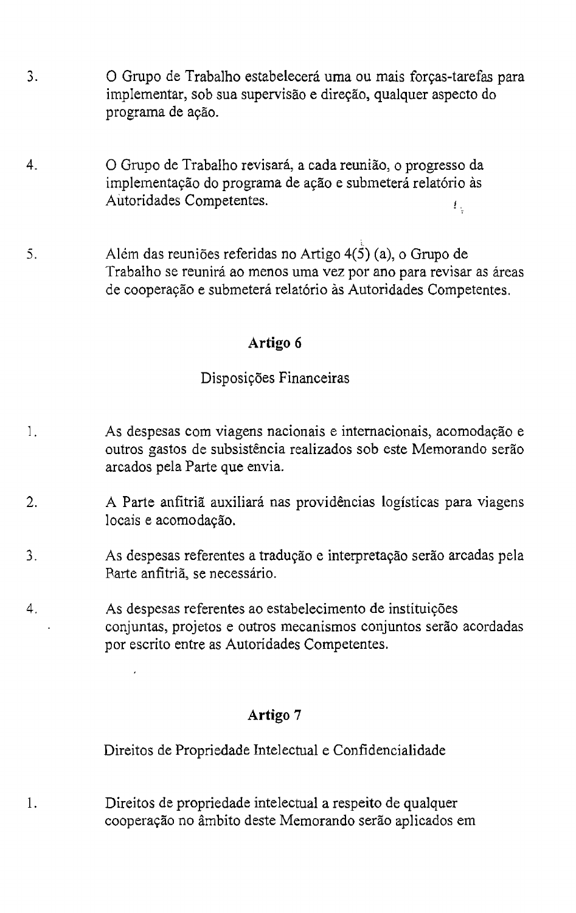3. O Grupo de Trabalho estabelecerá uma ou mais forças-tarefas para implementar, sob sua supervisão e direção, qualquer aspecto do programa de ação.

4. O Grupo de Trabalho revisará, a cada reunião, o progresso da implementação do programa de ação e submeterá relatório às Autoridades Competentes.

5. Além das reuniões referidas no Artigo 4(5) (a), o Grupo de Trabalho se reunirá ao menos uma vez por ano para revisar as áreas de cooperação e submeterá relatório às Autoridades Competentes.

## Artigo 6

### Disposições Financeiras

1. As despesas com viagens nacionais e internacionais, acomodação e outros gastos de subsistência realizados sob este Memorando serão arcados pela Parte que envia.

2. A Parte anfitriã auxiliará nas providências logísticas para viagens locais e acomodação.

3. As despesas referentes a tradução e interpretação serão arcadas pela Parte anfitriã, se necessário.

4. As despesas referentes ao estabelecimento de instituições conjuntas, projetos e outros mecanismos conjuntos serão acordadas por escrito entre as Autoridades Competentes.

## Artigo 7

### Direitos de Propriedade Intelectual e Confidencialidade

1. Direitos de propriedade intelectual a respeito de qualquer cooperação no âmbito deste Memorando serão aplicados em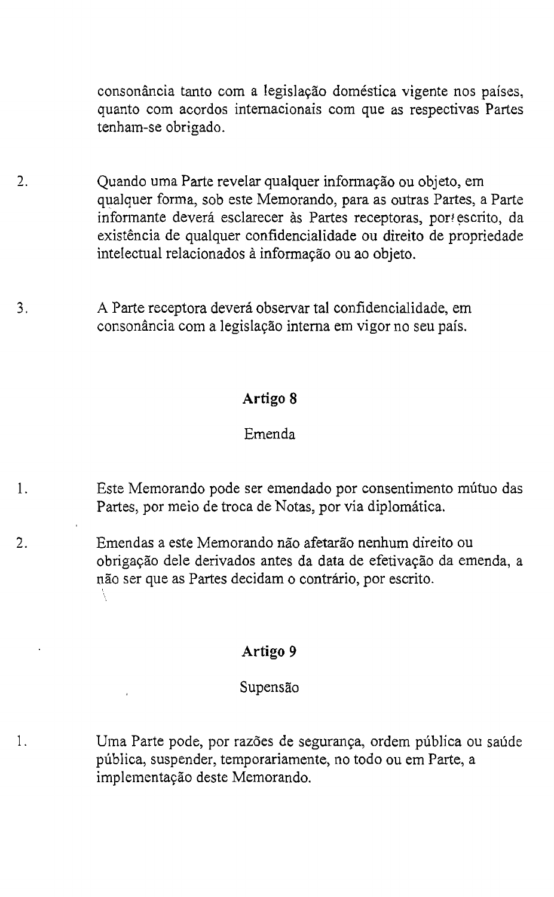consonância tanto com a legislação doméstica vigente nos países, quanto com acordos internacionais com que as respectivas Partes tenham-se obrigado.

2. Quando uma Parte revelar qualquer informação ou objeto, em qualquer forma, sob este Memorando, para as outras Partes, a Parte informante deverá esclarecer às Partes receptoras, por escrito, da existência de qualquer confidencialidade ou direito de propriedade intelectual relacionados à informação ou ao objeto.

3. A Parte receptora deverá observar tal confidencialidade, em consonância com a legislação interna em vigor no seu país.

## Artigo 8

### Emenda

1. Este Memorando pode ser emendado por consentimento mútuo das Partes, por meio de troca de Notas, por via diplomática.

2. Emendas a este Memorando não afetarão nenhum direito ou obrigação dele derivados antes da data de efetivação da emenda, a não ser que as Partes decidam o contrário, por escrito.

## Artigo 9

### Supensão

1. Uma Parte pode, por razões de segurança, ordem pública ou saúde pública, suspender, temporariamente, no todo ou em Parte, a implementação deste Memorando.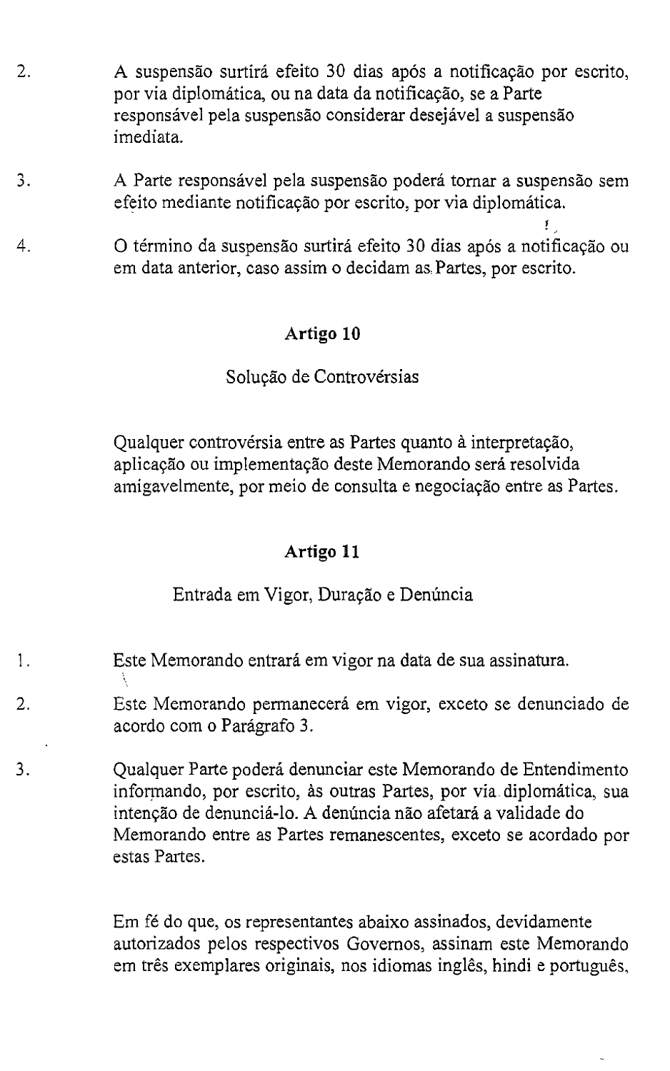2. A suspensão surtirá efeito 30 dias após a notificação por escrito, por via diplomática, ou na data da notificação, se a Parte responsável pela suspensão considerar desejável a suspensão imediata.

3. A Parte responsável pela suspensão poderá tornar a suspensão sem efeito mediante notificação por escrito, por via diplomática.

4. O término da suspensão surtirá efeito 30 dias após a notificação ou em data anterior, caso assim o decidam as Partes, por escrito.

## Artigo 10

### Solução de Controvérsias

Qualquer controvérsia entre as Partes quanto à interpretação, aplicação ou implementação deste Memorando será resolvida amigavelmente, por meio de consulta e negociação entre as Partes.

## Artigo 11

### Entrada em Vigor, Duração e Denúncia

1. Este Memorando entrará em vigor na data de sua assinatura.

2. Este Memorando permanecerá em vigor, exceto se denunciado de acordo com o Parágrafo 3.

3. Qualquer Parte poderá denunciar este Memorando de Entendimento informando, por escrito, às outras Partes, por via diplomática, sua intenção de denunciá-lo. A denúncia não afetará a validade do Memorando entre as Partes remanescentes, exceto se acordado por estas Partes.

Em fé do que, os representantes abaixo assinados, devidamente autorizados pelos respectivos Governos, assinam este Memorando em três exemplares originais, nos idiomas inglês, hindi e português,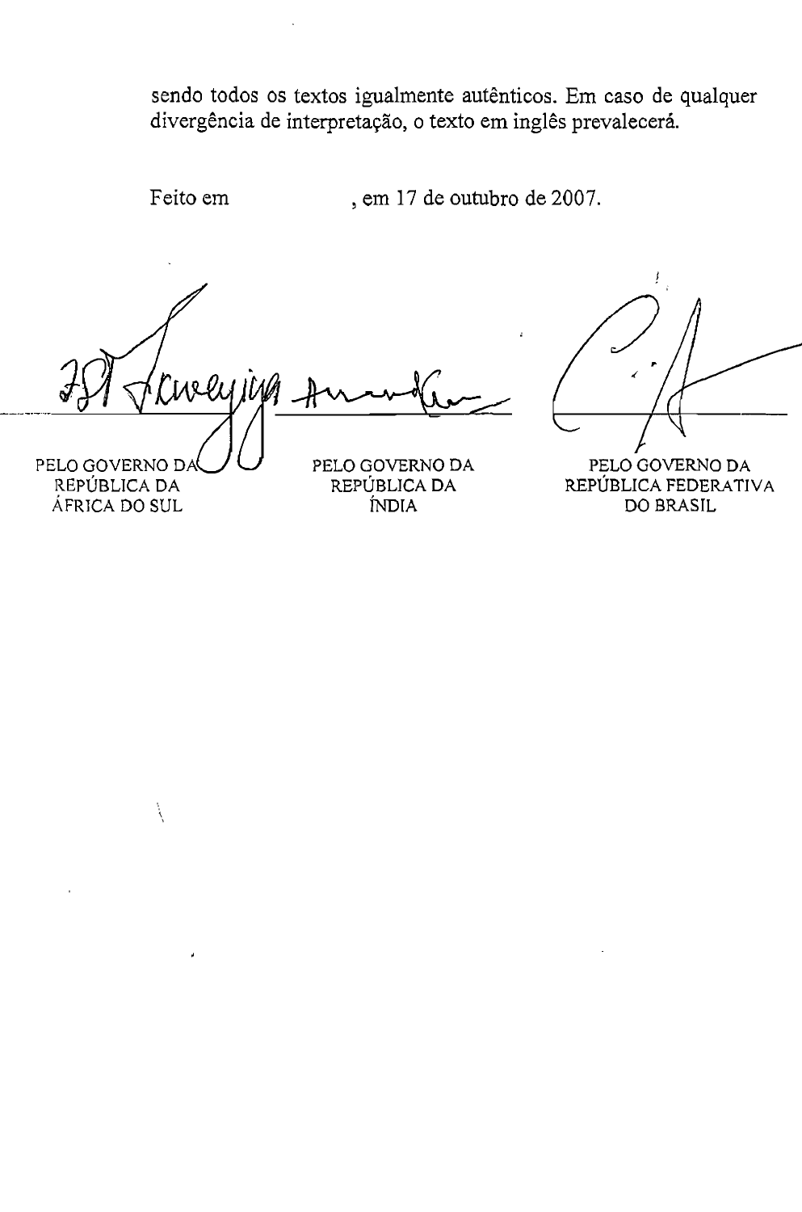sendo todos os textos igualmente autênticos. Em caso de qualquer divergência de interpretação, o texto em inglês prevalecerá.

Feito em , em 17 de outubro de 2007.

| | | |
|---|---|---|
| PELO GOVERNO DA REPÚBLICA DA ÁFRICA DO SUL | PELO GOVERNO DA REPÚBLICA DA ÍNDIA | PELO GOVERNO DA REPÚBLICA FEDERATIVA DO BRASIL |